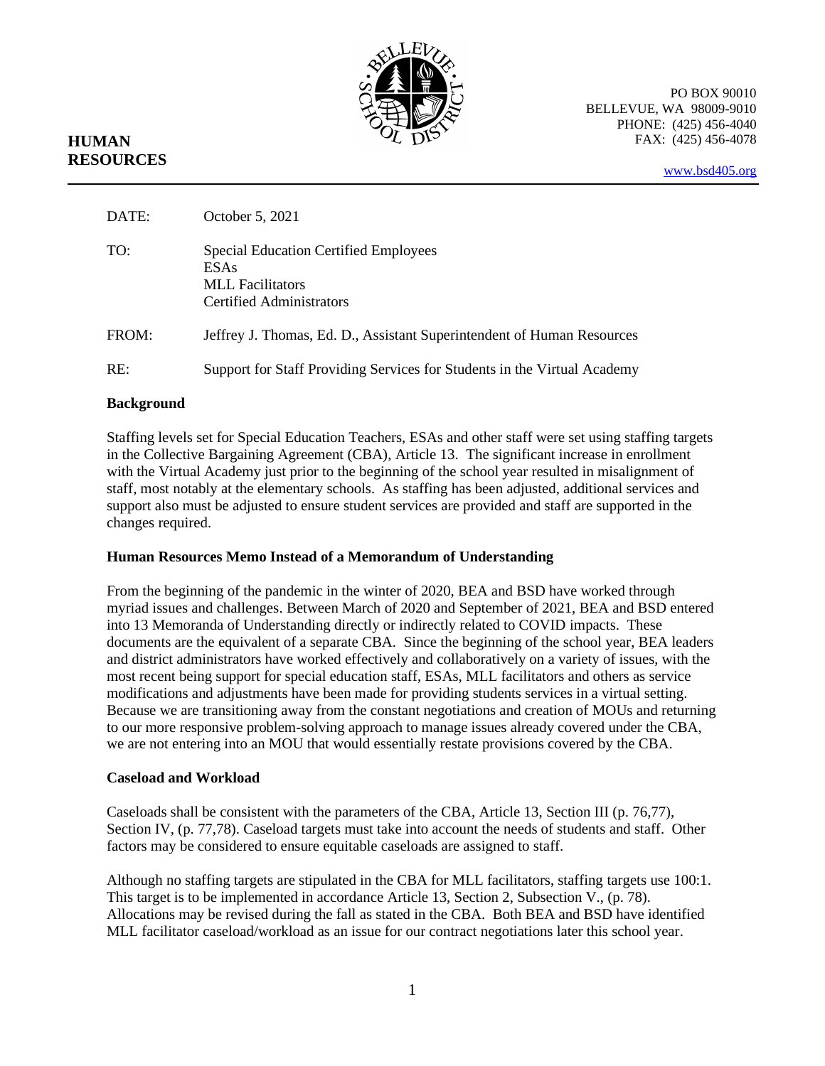**HUMAN RESOURCES**

PO BOX 90010
BELLEVUE, WA 98009-9010
PHONE: (425) 456-4040
FAX: (425) 456-4078

www.bsd405.org

| | |
|---|---|
| DATE: | October 5, 2021 |
| TO: | Special Education Certified Employees<br>ESAs<br>MLL Facilitators<br>Certified Administrators |
| FROM: | Jeffrey J. Thomas, Ed. D., Assistant Superintendent of Human Resources |
| RE: | Support for Staff Providing Services for Students in the Virtual Academy |

## Background

Staffing levels set for Special Education Teachers, ESAs and other staff were set using staffing targets in the Collective Bargaining Agreement (CBA), Article 13. The significant increase in enrollment with the Virtual Academy just prior to the beginning of the school year resulted in misalignment of staff, most notably at the elementary schools. As staffing has been adjusted, additional services and support also must be adjusted to ensure student services are provided and staff are supported in the changes required.

## Human Resources Memo Instead of a Memorandum of Understanding

From the beginning of the pandemic in the winter of 2020, BEA and BSD have worked through myriad issues and challenges. Between March of 2020 and September of 2021, BEA and BSD entered into 13 Memoranda of Understanding directly or indirectly related to COVID impacts. These documents are the equivalent of a separate CBA. Since the beginning of the school year, BEA leaders and district administrators have worked effectively and collaboratively on a variety of issues, with the most recent being support for special education staff, ESAs, MLL facilitators and others as service modifications and adjustments have been made for providing students services in a virtual setting. Because we are transitioning away from the constant negotiations and creation of MOUs and returning to our more responsive problem-solving approach to manage issues already covered under the CBA, we are not entering into an MOU that would essentially restate provisions covered by the CBA.

## Caseload and Workload

Caseloads shall be consistent with the parameters of the CBA, Article 13, Section III (p. 76,77), Section IV, (p. 77,78). Caseload targets must take into account the needs of students and staff. Other factors may be considered to ensure equitable caseloads are assigned to staff.

Although no staffing targets are stipulated in the CBA for MLL facilitators, staffing targets use 100:1. This target is to be implemented in accordance Article 13, Section 2, Subsection V., (p. 78). Allocations may be revised during the fall as stated in the CBA. Both BEA and BSD have identified MLL facilitator caseload/workload as an issue for our contract negotiations later this school year.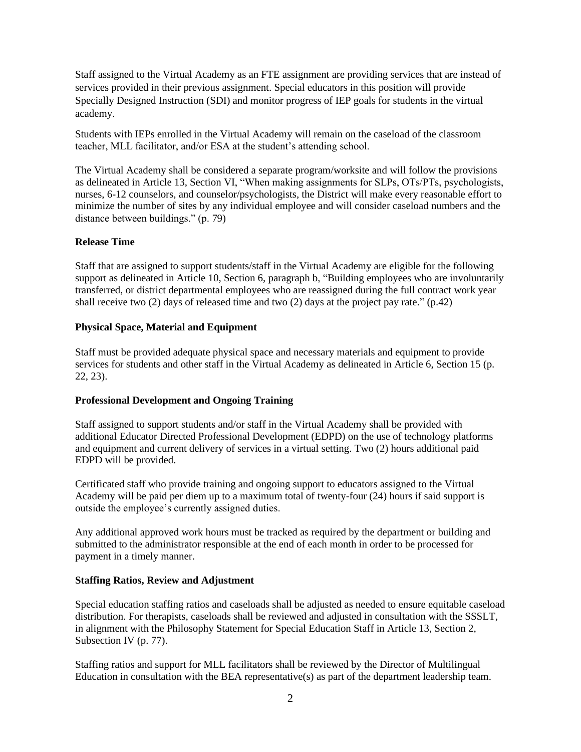Staff assigned to the Virtual Academy as an FTE assignment are providing services that are instead of services provided in their previous assignment. Special educators in this position will provide Specially Designed Instruction (SDI) and monitor progress of IEP goals for students in the virtual academy.

Students with IEPs enrolled in the Virtual Academy will remain on the caseload of the classroom teacher, MLL facilitator, and/or ESA at the student's attending school.

The Virtual Academy shall be considered a separate program/worksite and will follow the provisions as delineated in Article 13, Section VI, "When making assignments for SLPs, OTs/PTs, psychologists, nurses, 6-12 counselors, and counselor/psychologists, the District will make every reasonable effort to minimize the number of sites by any individual employee and will consider caseload numbers and the distance between buildings." (p. 79)

**Release Time**

Staff that are assigned to support students/staff in the Virtual Academy are eligible for the following support as delineated in Article 10, Section 6, paragraph b, "Building employees who are involuntarily transferred, or district departmental employees who are reassigned during the full contract work year shall receive two (2) days of released time and two (2) days at the project pay rate." (p.42)

**Physical Space, Material and Equipment**

Staff must be provided adequate physical space and necessary materials and equipment to provide services for students and other staff in the Virtual Academy as delineated in Article 6, Section 15 (p. 22, 23).

**Professional Development and Ongoing Training**

Staff assigned to support students and/or staff in the Virtual Academy shall be provided with additional Educator Directed Professional Development (EDPD) on the use of technology platforms and equipment and current delivery of services in a virtual setting. Two (2) hours additional paid EDPD will be provided.

Certificated staff who provide training and ongoing support to educators assigned to the Virtual Academy will be paid per diem up to a maximum total of twenty-four (24) hours if said support is outside the employee's currently assigned duties.

Any additional approved work hours must be tracked as required by the department or building and submitted to the administrator responsible at the end of each month in order to be processed for payment in a timely manner.

**Staffing Ratios, Review and Adjustment**

Special education staffing ratios and caseloads shall be adjusted as needed to ensure equitable caseload distribution. For therapists, caseloads shall be reviewed and adjusted in consultation with the SSSLT, in alignment with the Philosophy Statement for Special Education Staff in Article 13, Section 2, Subsection IV (p. 77).

Staffing ratios and support for MLL facilitators shall be reviewed by the Director of Multilingual Education in consultation with the BEA representative(s) as part of the department leadership team.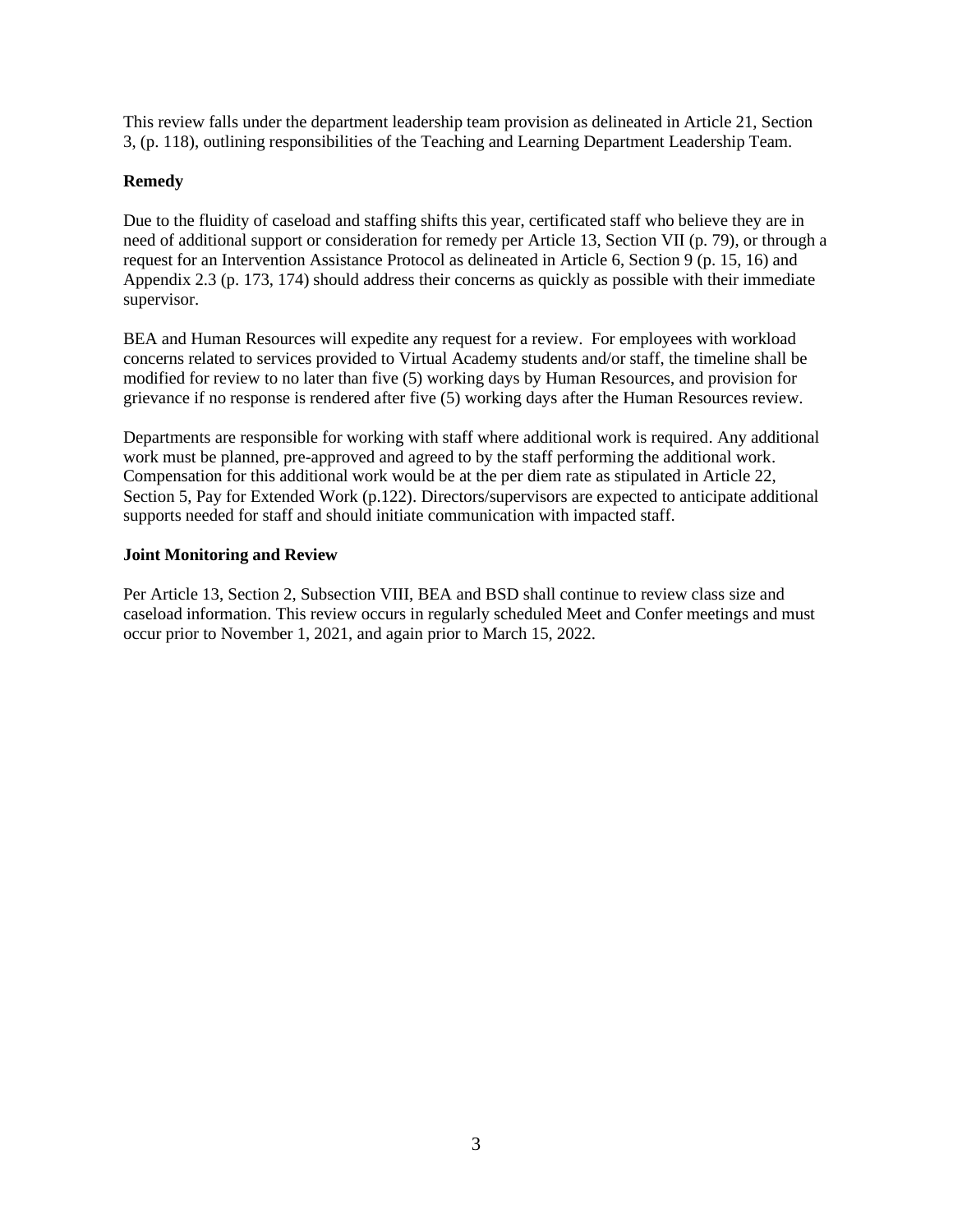This review falls under the department leadership team provision as delineated in Article 21, Section 3, (p. 118), outlining responsibilities of the Teaching and Learning Department Leadership Team.

**Remedy**

Due to the fluidity of caseload and staffing shifts this year, certificated staff who believe they are in need of additional support or consideration for remedy per Article 13, Section VII (p. 79), or through a request for an Intervention Assistance Protocol as delineated in Article 6, Section 9 (p. 15, 16) and Appendix 2.3 (p. 173, 174) should address their concerns as quickly as possible with their immediate supervisor.

BEA and Human Resources will expedite any request for a review. For employees with workload concerns related to services provided to Virtual Academy students and/or staff, the timeline shall be modified for review to no later than five (5) working days by Human Resources, and provision for grievance if no response is rendered after five (5) working days after the Human Resources review.

Departments are responsible for working with staff where additional work is required. Any additional work must be planned, pre-approved and agreed to by the staff performing the additional work. Compensation for this additional work would be at the per diem rate as stipulated in Article 22, Section 5, Pay for Extended Work (p.122). Directors/supervisors are expected to anticipate additional supports needed for staff and should initiate communication with impacted staff.

**Joint Monitoring and Review**

Per Article 13, Section 2, Subsection VIII, BEA and BSD shall continue to review class size and caseload information. This review occurs in regularly scheduled Meet and Confer meetings and must occur prior to November 1, 2021, and again prior to March 15, 2022.